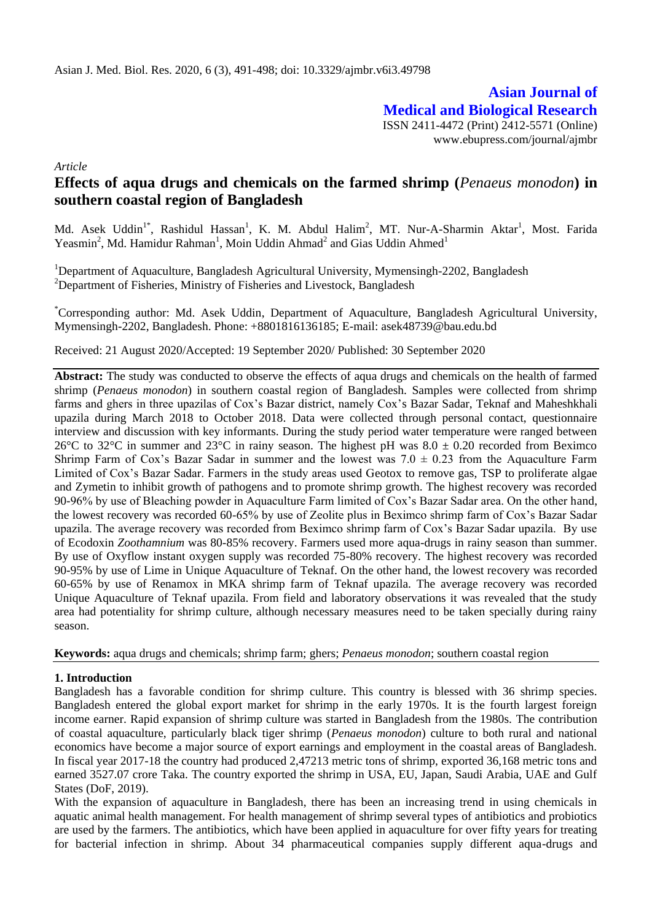*Article*

# Effects of aqua drugs and chemicals on the farmed shrimp (*Penaeus monodon*) in southern coastal region of Bangladesh

Md. Asek Uddin[1*], Rashidul Hassan[1], K. M. Abdul Halim[2], MT. Nur-A-Sharmin Aktar[1], Most. Farida Yeasmin[2], Md. Hamidur Rahman[1], Moin Uddin Ahmad[2] and Gias Uddin Ahmed[1]

[1]Department of Aquaculture, Bangladesh Agricultural University, Mymensingh-2202, Bangladesh
[2]Department of Fisheries, Ministry of Fisheries and Livestock, Bangladesh

[*]Corresponding author: Md. Asek Uddin, Department of Aquaculture, Bangladesh Agricultural University, Mymensingh-2202, Bangladesh. Phone: +8801816136185; E-mail: asek48739@bau.edu.bd

Received: 21 August 2020/Accepted: 19 September 2020/ Published: 30 September 2020

**Abstract:** The study was conducted to observe the effects of aqua drugs and chemicals on the health of farmed shrimp (*Penaeus monodon*) in southern coastal region of Bangladesh. Samples were collected from shrimp farms and ghers in three upazilas of Cox's Bazar district, namely Cox's Bazar Sadar, Teknaf and Maheshkhali upazila during March 2018 to October 2018. Data were collected through personal contact, questionnaire interview and discussion with key informants. During the study period water temperature were ranged between 26°C to 32°C in summer and 23°C in rainy season. The highest pH was 8.0 ± 0.20 recorded from Beximco Shrimp Farm of Cox's Bazar Sadar in summer and the lowest was 7.0 ± 0.23 from the Aquaculture Farm Limited of Cox's Bazar Sadar. Farmers in the study areas used Geotox to remove gas, TSP to proliferate algae and Zymetin to inhibit growth of pathogens and to promote shrimp growth. The highest recovery was recorded 90-96% by use of Bleaching powder in Aquaculture Farm limited of Cox's Bazar Sadar area. On the other hand, the lowest recovery was recorded 60-65% by use of Zeolite plus in Beximco shrimp farm of Cox's Bazar Sadar upazila. The average recovery was recorded from Beximco shrimp farm of Cox's Bazar Sadar upazila. By use of Ecodoxin *Zoothamnium* was 80-85% recovery. Farmers used more aqua-drugs in rainy season than summer. By use of Oxyflow instant oxygen supply was recorded 75-80% recovery. The highest recovery was recorded 90-95% by use of Lime in Unique Aquaculture of Teknaf. On the other hand, the lowest recovery was recorded 60-65% by use of Renamox in MKA shrimp farm of Teknaf upazila. The average recovery was recorded Unique Aquaculture of Teknaf upazila. From field and laboratory observations it was revealed that the study area had potentiality for shrimp culture, although necessary measures need to be taken specially during rainy season.

**Keywords:** aqua drugs and chemicals; shrimp farm; ghers; *Penaeus monodon*; southern coastal region

## 1. Introduction

Bangladesh has a favorable condition for shrimp culture. This country is blessed with 36 shrimp species. Bangladesh entered the global export market for shrimp in the early 1970s. It is the fourth largest foreign income earner. Rapid expansion of shrimp culture was started in Bangladesh from the 1980s. The contribution of coastal aquaculture, particularly black tiger shrimp (*Penaeus monodon*) culture to both rural and national economics have become a major source of export earnings and employment in the coastal areas of Bangladesh. In fiscal year 2017-18 the country had produced 2,47213 metric tons of shrimp, exported 36,168 metric tons and earned 3527.07 crore Taka. The country exported the shrimp in USA, EU, Japan, Saudi Arabia, UAE and Gulf States (DoF, 2019).

With the expansion of aquaculture in Bangladesh, there has been an increasing trend in using chemicals in aquatic animal health management. For health management of shrimp several types of antibiotics and probiotics are used by the farmers. The antibiotics, which have been applied in aquaculture for over fifty years for treating for bacterial infection in shrimp. About 34 pharmaceutical companies supply different aqua-drugs and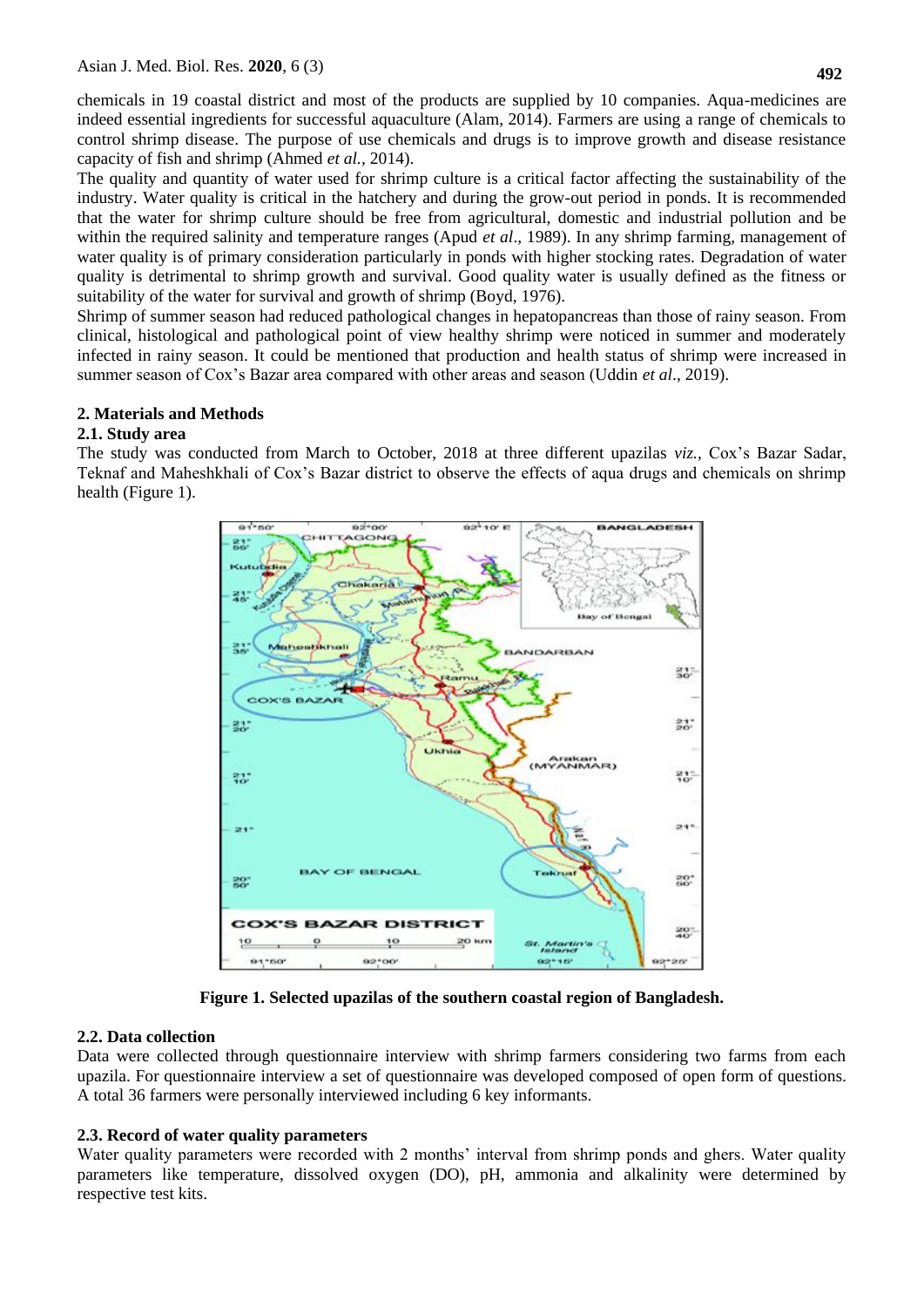chemicals in 19 coastal district and most of the products are supplied by 10 companies. Aqua-medicines are indeed essential ingredients for successful aquaculture (Alam, 2014). Farmers are using a range of chemicals to control shrimp disease. The purpose of use chemicals and drugs is to improve growth and disease resistance capacity of fish and shrimp (Ahmed *et al.*, 2014).

The quality and quantity of water used for shrimp culture is a critical factor affecting the sustainability of the industry. Water quality is critical in the hatchery and during the grow-out period in ponds. It is recommended that the water for shrimp culture should be free from agricultural, domestic and industrial pollution and be within the required salinity and temperature ranges (Apud *et al*., 1989). In any shrimp farming, management of water quality is of primary consideration particularly in ponds with higher stocking rates. Degradation of water quality is detrimental to shrimp growth and survival. Good quality water is usually defined as the fitness or suitability of the water for survival and growth of shrimp (Boyd, 1976).

Shrimp of summer season had reduced pathological changes in hepatopancreas than those of rainy season. From clinical, histological and pathological point of view healthy shrimp were noticed in summer and moderately infected in rainy season. It could be mentioned that production and health status of shrimp were increased in summer season of Cox's Bazar area compared with other areas and season (Uddin *et al*., 2019).

## 2. Materials and Methods

### 2.1. Study area

The study was conducted from March to October, 2018 at three different upazilas *viz.*, Cox's Bazar Sadar, Teknaf and Maheshkhali of Cox's Bazar district to observe the effects of aqua drugs and chemicals on shrimp health (Figure 1).

**Figure 1. Selected upazilas of the southern coastal region of Bangladesh.**

### 2.2. Data collection

Data were collected through questionnaire interview with shrimp farmers considering two farms from each upazila. For questionnaire interview a set of questionnaire was developed composed of open form of questions. A total 36 farmers were personally interviewed including 6 key informants.

### 2.3. Record of water quality parameters

Water quality parameters were recorded with 2 months' interval from shrimp ponds and ghers. Water quality parameters like temperature, dissolved oxygen (DO), pH, ammonia and alkalinity were determined by respective test kits.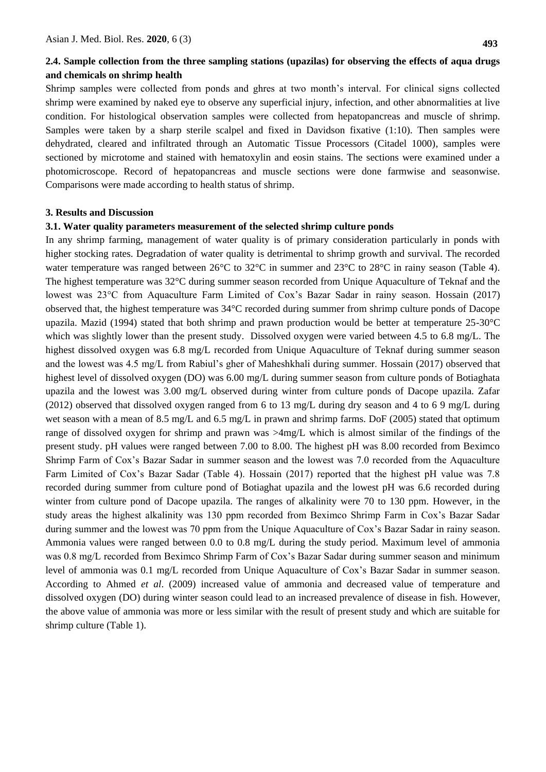### 2.4. Sample collection from the three sampling stations (upazilas) for observing the effects of aqua drugs and chemicals on shrimp health

Shrimp samples were collected from ponds and ghres at two month's interval. For clinical signs collected shrimp were examined by naked eye to observe any superficial injury, infection, and other abnormalities at live condition. For histological observation samples were collected from hepatopancreas and muscle of shrimp. Samples were taken by a sharp sterile scalpel and fixed in Davidson fixative (1:10). Then samples were dehydrated, cleared and infiltrated through an Automatic Tissue Processors (Citadel 1000), samples were sectioned by microtome and stained with hematoxylin and eosin stains. The sections were examined under a photomicroscope. Record of hepatopancreas and muscle sections were done farmwise and seasonwise. Comparisons were made according to health status of shrimp.

## 3. Results and Discussion

### 3.1. Water quality parameters measurement of the selected shrimp culture ponds

In any shrimp farming, management of water quality is of primary consideration particularly in ponds with higher stocking rates. Degradation of water quality is detrimental to shrimp growth and survival. The recorded water temperature was ranged between 26°C to 32°C in summer and 23°C to 28°C in rainy season (Table 4). The highest temperature was 32°C during summer season recorded from Unique Aquaculture of Teknaf and the lowest was 23°C from Aquaculture Farm Limited of Cox's Bazar Sadar in rainy season. Hossain (2017) observed that, the highest temperature was 34°C recorded during summer from shrimp culture ponds of Dacope upazila. Mazid (1994) stated that both shrimp and prawn production would be better at temperature 25-30°C which was slightly lower than the present study. Dissolved oxygen were varied between 4.5 to 6.8 mg/L. The highest dissolved oxygen was 6.8 mg/L recorded from Unique Aquaculture of Teknaf during summer season and the lowest was 4.5 mg/L from Rabiul's gher of Maheshkhali during summer. Hossain (2017) observed that highest level of dissolved oxygen (DO) was 6.00 mg/L during summer season from culture ponds of Botiaghata upazila and the lowest was 3.00 mg/L observed during winter from culture ponds of Dacope upazila. Zafar (2012) observed that dissolved oxygen ranged from 6 to 13 mg/L during dry season and 4 to 6 9 mg/L during wet season with a mean of 8.5 mg/L and 6.5 mg/L in prawn and shrimp farms. DoF (2005) stated that optimum range of dissolved oxygen for shrimp and prawn was >4mg/L which is almost similar of the findings of the present study. pH values were ranged between 7.00 to 8.00. The highest pH was 8.00 recorded from Beximco Shrimp Farm of Cox's Bazar Sadar in summer season and the lowest was 7.0 recorded from the Aquaculture Farm Limited of Cox's Bazar Sadar (Table 4). Hossain (2017) reported that the highest pH value was 7.8 recorded during summer from culture pond of Botiaghat upazila and the lowest pH was 6.6 recorded during winter from culture pond of Dacope upazila. The ranges of alkalinity were 70 to 130 ppm. However, in the study areas the highest alkalinity was 130 ppm recorded from Beximco Shrimp Farm in Cox's Bazar Sadar during summer and the lowest was 70 ppm from the Unique Aquaculture of Cox's Bazar Sadar in rainy season. Ammonia values were ranged between 0.0 to 0.8 mg/L during the study period. Maximum level of ammonia was 0.8 mg/L recorded from Beximco Shrimp Farm of Cox's Bazar Sadar during summer season and minimum level of ammonia was 0.1 mg/L recorded from Unique Aquaculture of Cox's Bazar Sadar in summer season. According to Ahmed *et al*. (2009) increased value of ammonia and decreased value of temperature and dissolved oxygen (DO) during winter season could lead to an increased prevalence of disease in fish. However, the above value of ammonia was more or less similar with the result of present study and which are suitable for shrimp culture (Table 1).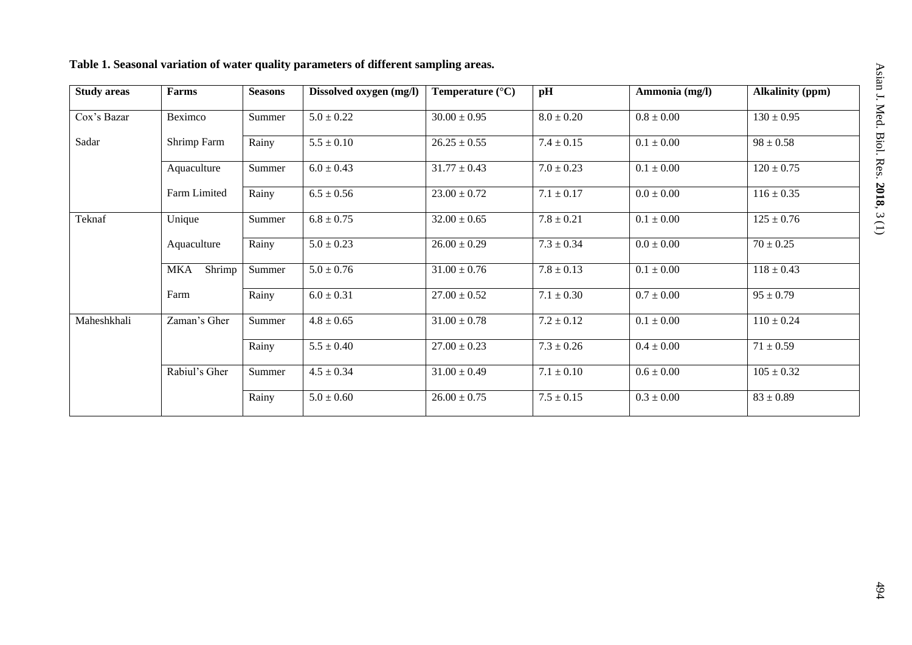**Table 1. Seasonal variation of water quality parameters of different sampling areas.**

| Study areas | Farms | Seasons | Dissolved oxygen (mg/l) | Temperature (°C) | pH | Ammonia (mg/l) | Alkalinity (ppm) |
|---|---|---|---|---|---|---|---|
| Cox's Bazar Sadar | Beximco Shrimp Farm | Summer | 5.0 ± 0.22 | 30.00 ± 0.95 | 8.0 ± 0.20 | 0.8 ± 0.00 | 130 ± 0.95 |
| | | Rainy | 5.5 ± 0.10 | 26.25 ± 0.55 | 7.4 ± 0.15 | 0.1 ± 0.00 | 98 ± 0.58 |
| | Aquaculture Farm Limited | Summer | 6.0 ± 0.43 | 31.77 ± 0.43 | 7.0 ± 0.23 | 0.1 ± 0.00 | 120 ± 0.75 |
| | | Rainy | 6.5 ± 0.56 | 23.00 ± 0.72 | 7.1 ± 0.17 | 0.0 ± 0.00 | 116 ± 0.35 |
| Teknaf | Unique Aquaculture | Summer | 6.8 ± 0.75 | 32.00 ± 0.65 | 7.8 ± 0.21 | 0.1 ± 0.00 | 125 ± 0.76 |
| | | Rainy | 5.0 ± 0.23 | 26.00 ± 0.29 | 7.3 ± 0.34 | 0.0 ± 0.00 | 70 ± 0.25 |
| | MKA Shrimp Farm | Summer | 5.0 ± 0.76 | 31.00 ± 0.76 | 7.8 ± 0.13 | 0.1 ± 0.00 | 118 ± 0.43 |
| | | Rainy | 6.0 ± 0.31 | 27.00 ± 0.52 | 7.1 ± 0.30 | 0.7 ± 0.00 | 95 ± 0.79 |
| Maheshkhali | Zaman's Gher | Summer | 4.8 ± 0.65 | 31.00 ± 0.78 | 7.2 ± 0.12 | 0.1 ± 0.00 | 110 ± 0.24 |
| | | Rainy | 5.5 ± 0.40 | 27.00 ± 0.23 | 7.3 ± 0.26 | 0.4 ± 0.00 | 71 ± 0.59 |
| | Rabiul's Gher | Summer | 4.5 ± 0.34 | 31.00 ± 0.49 | 7.1 ± 0.10 | 0.6 ± 0.00 | 105 ± 0.32 |
| | | Rainy | 5.0 ± 0.60 | 26.00 ± 0.75 | 7.5 ± 0.15 | 0.3 ± 0.00 | 83 ± 0.89 |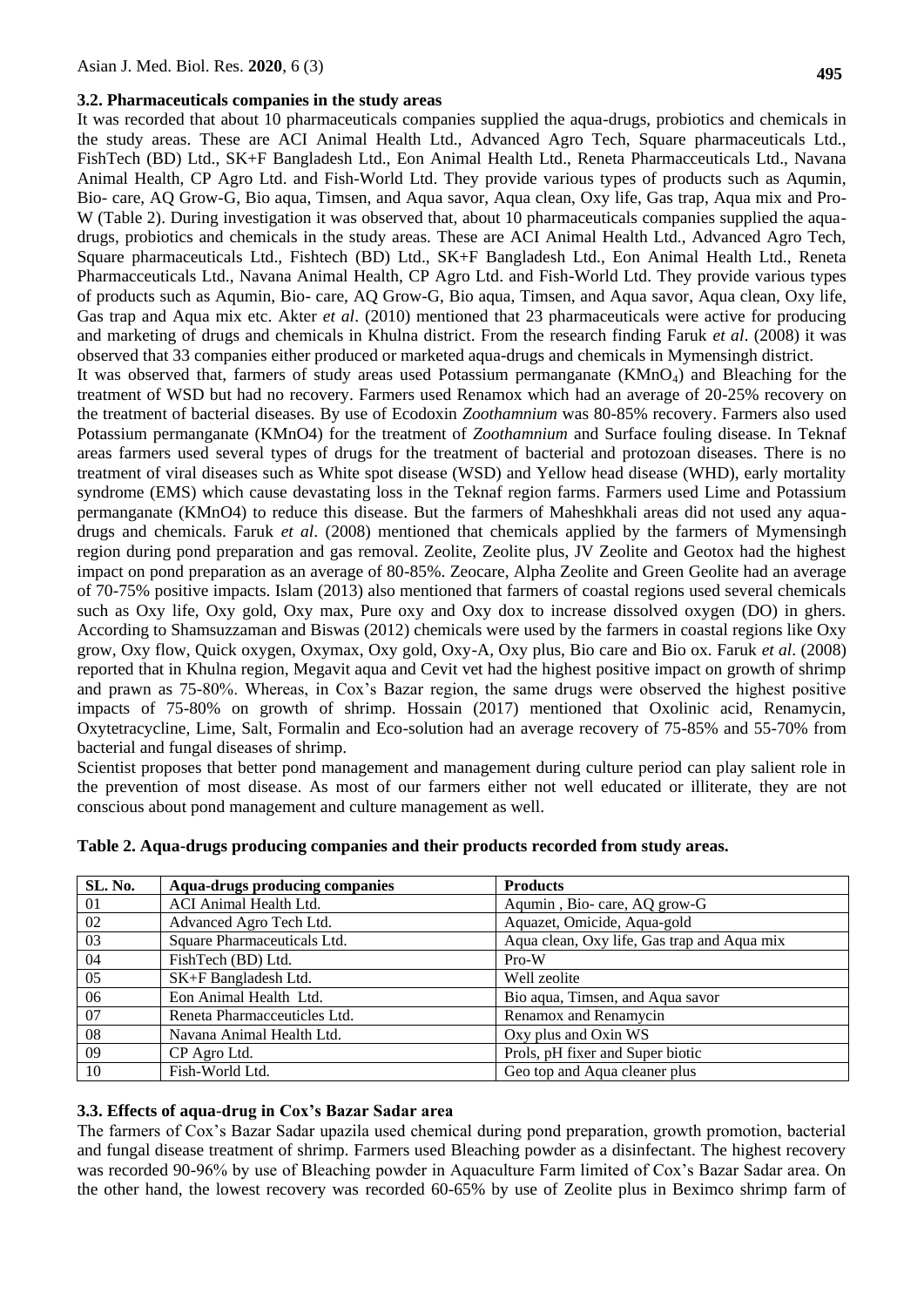### 3.2. Pharmaceuticals companies in the study areas

It was recorded that about 10 pharmaceuticals companies supplied the aqua-drugs, probiotics and chemicals in the study areas. These are ACI Animal Health Ltd., Advanced Agro Tech, Square pharmaceuticals Ltd., FishTech (BD) Ltd., SK+F Bangladesh Ltd., Eon Animal Health Ltd., Reneta Pharmacceuticals Ltd., Navana Animal Health, CP Agro Ltd. and Fish-World Ltd. They provide various types of products such as Aqumin, Bio- care, AQ Grow-G, Bio aqua, Timsen, and Aqua savor, Aqua clean, Oxy life, Gas trap, Aqua mix and Pro-W (Table 2). During investigation it was observed that, about 10 pharmaceuticals companies supplied the aqua-drugs, probiotics and chemicals in the study areas. These are ACI Animal Health Ltd., Advanced Agro Tech, Square pharmaceuticals Ltd., Fishtech (BD) Ltd., SK+F Bangladesh Ltd., Eon Animal Health Ltd., Reneta Pharmacceuticals Ltd., Navana Animal Health, CP Agro Ltd. and Fish-World Ltd. They provide various types of products such as Aqumin, Bio- care, AQ Grow-G, Bio aqua, Timsen, and Aqua savor, Aqua clean, Oxy life, Gas trap and Aqua mix etc. Akter *et al*. (2010) mentioned that 23 pharmaceuticals were active for producing and marketing of drugs and chemicals in Khulna district. From the research finding Faruk *et al*. (2008) it was observed that 33 companies either produced or marketed aqua-drugs and chemicals in Mymensingh district.

It was observed that, farmers of study areas used Potassium permanganate ($KMnO_4$) and Bleaching for the treatment of WSD but had no recovery. Farmers used Renamox which had an average of 20-25% recovery on the treatment of bacterial diseases. By use of Ecodoxin *Zoothamnium* was 80-85% recovery. Farmers also used Potassium permanganate (KMnO4) for the treatment of *Zoothamnium* and Surface fouling disease. In Teknaf areas farmers used several types of drugs for the treatment of bacterial and protozoan diseases. There is no treatment of viral diseases such as White spot disease (WSD) and Yellow head disease (WHD), early mortality syndrome (EMS) which cause devastating loss in the Teknaf region farms. Farmers used Lime and Potassium permanganate (KMnO4) to reduce this disease. But the farmers of Maheshkhali areas did not used any aqua-drugs and chemicals. Faruk *et al*. (2008) mentioned that chemicals applied by the farmers of Mymensingh region during pond preparation and gas removal. Zeolite, Zeolite plus, JV Zeolite and Geotox had the highest impact on pond preparation as an average of 80-85%. Zeocare, Alpha Zeolite and Green Geolite had an average of 70-75% positive impacts. Islam (2013) also mentioned that farmers of coastal regions used several chemicals such as Oxy life, Oxy gold, Oxy max, Pure oxy and Oxy dox to increase dissolved oxygen (DO) in ghers. According to Shamsuzzaman and Biswas (2012) chemicals were used by the farmers in coastal regions like Oxy grow, Oxy flow, Quick oxygen, Oxymax, Oxy gold, Oxy-A, Oxy plus, Bio care and Bio ox. Faruk *et al*. (2008) reported that in Khulna region, Megavit aqua and Cevit vet had the highest positive impact on growth of shrimp and prawn as 75-80%. Whereas, in Cox's Bazar region, the same drugs were observed the highest positive impacts of 75-80% on growth of shrimp. Hossain (2017) mentioned that Oxolinic acid, Renamycin, Oxytetracycline, Lime, Salt, Formalin and Eco-solution had an average recovery of 75-85% and 55-70% from bacterial and fungal diseases of shrimp.

Scientist proposes that better pond management and management during culture period can play salient role in the prevention of most disease. As most of our farmers either not well educated or illiterate, they are not conscious about pond management and culture management as well.

**Table 2. Aqua-drugs producing companies and their products recorded from study areas.**

| SL. No. | Aqua-drugs producing companies | Products |
|---|---|---|
| 01 | ACI Animal Health Ltd. | Aqumin , Bio- care, AQ grow-G |
| 02 | Advanced Agro Tech Ltd. | Aquazet, Omicide, Aqua-gold |
| 03 | Square Pharmaceuticals Ltd. | Aqua clean, Oxy life, Gas trap and Aqua mix |
| 04 | FishTech (BD) Ltd. | Pro-W |
| 05 | SK+F Bangladesh Ltd. | Well zeolite |
| 06 | Eon Animal Health Ltd. | Bio aqua, Timsen, and Aqua savor |
| 07 | Reneta Pharmacceuticles Ltd. | Renamox and Renamycin |
| 08 | Navana Animal Health Ltd. | Oxy plus and Oxin WS |
| 09 | CP Agro Ltd. | Prols, pH fixer and Super biotic |
| 10 | Fish-World Ltd. | Geo top and Aqua cleaner plus |

### 3.3. Effects of aqua-drug in Cox's Bazar Sadar area

The farmers of Cox's Bazar Sadar upazila used chemical during pond preparation, growth promotion, bacterial and fungal disease treatment of shrimp. Farmers used Bleaching powder as a disinfectant. The highest recovery was recorded 90-96% by use of Bleaching powder in Aquaculture Farm limited of Cox's Bazar Sadar area. On the other hand, the lowest recovery was recorded 60-65% by use of Zeolite plus in Beximco shrimp farm of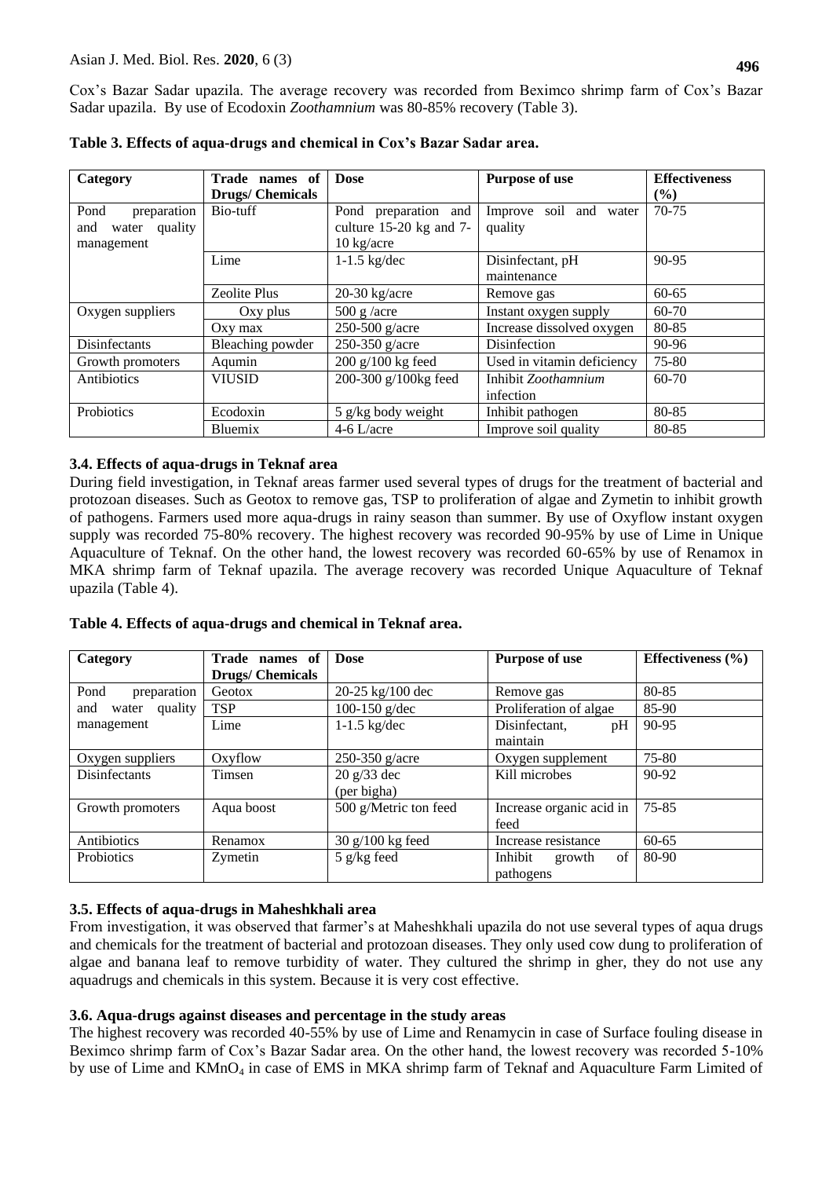Cox's Bazar Sadar upazila. The average recovery was recorded from Beximco shrimp farm of Cox's Bazar Sadar upazila. By use of Ecodoxin *Zoothamnium* was 80-85% recovery (Table 3).

**Table 3. Effects of aqua-drugs and chemical in Cox's Bazar Sadar area.**

| Category | Trade names of Drugs/ Chemicals | Dose | Purpose of use | Effectiveness (%) |
|---|---|---|---|---|
| Pond preparation and water quality management | Bio-tuff | Pond preparation and culture 15-20 kg and 7-10 kg/acre | Improve soil and water quality | 70-75 |
| | Lime | 1-1.5 kg/dec | Disinfectant, pH maintenance | 90-95 |
| | Zeolite Plus | 20-30 kg/acre | Remove gas | 60-65 |
| Oxygen suppliers | Oxy plus | 500 g /acre | Instant oxygen supply | 60-70 |
| | Oxy max | 250-500 g/acre | Increase dissolved oxygen | 80-85 |
| Disinfectants | Bleaching powder | 250-350 g/acre | Disinfection | 90-96 |
| Growth promoters | Aqumin | 200 g/100 kg feed | Used in vitamin deficiency | 75-80 |
| Antibiotics | VIUSID | 200-300 g/100kg feed | Inhibit *Zoothamnium* infection | 60-70 |
| Probiotics | Ecodoxin | 5 g/kg body weight | Inhibit pathogen | 80-85 |
| | Bluemix | 4-6 L/acre | Improve soil quality | 80-85 |

### 3.4. Effects of aqua-drugs in Teknaf area

During field investigation, in Teknaf areas farmer used several types of drugs for the treatment of bacterial and protozoan diseases. Such as Geotox to remove gas, TSP to proliferation of algae and Zymetin to inhibit growth of pathogens. Farmers used more aqua-drugs in rainy season than summer. By use of Oxyflow instant oxygen supply was recorded 75-80% recovery. The highest recovery was recorded 90-95% by use of Lime in Unique Aquaculture of Teknaf. On the other hand, the lowest recovery was recorded 60-65% by use of Renamox in MKA shrimp farm of Teknaf upazila. The average recovery was recorded Unique Aquaculture of Teknaf upazila (Table 4).

**Table 4. Effects of aqua-drugs and chemical in Teknaf area.**

| Category | Trade names of Drugs/ Chemicals | Dose | Purpose of use | Effectiveness (%) |
|---|---|---|---|---|
| Pond preparation and water quality management | Geotox | 20-25 kg/100 dec | Remove gas | 80-85 |
| | TSP | 100-150 g/dec | Proliferation of algae | 85-90 |
| | Lime | 1-1.5 kg/dec | Disinfectant, pH maintain | 90-95 |
| Oxygen suppliers | Oxyflow | 250-350 g/acre | Oxygen supplement | 75-80 |
| Disinfectants | Timsen | 20 g/33 dec (per bigha) | Kill microbes | 90-92 |
| Growth promoters | Aqua boost | 500 g/Metric ton feed | Increase organic acid in feed | 75-85 |
| Antibiotics | Renamox | 30 g/100 kg feed | Increase resistance | 60-65 |
| Probiotics | Zymetin | 5 g/kg feed | Inhibit growth of pathogens | 80-90 |

### 3.5. Effects of aqua-drugs in Maheshkhali area

From investigation, it was observed that farmer's at Maheshkhali upazila do not use several types of aqua drugs and chemicals for the treatment of bacterial and protozoan diseases. They only used cow dung to proliferation of algae and banana leaf to remove turbidity of water. They cultured the shrimp in gher, they do not use any aquadrugs and chemicals in this system. Because it is very cost effective.

### 3.6. Aqua-drugs against diseases and percentage in the study areas

The highest recovery was recorded 40-55% by use of Lime and Renamycin in case of Surface fouling disease in Beximco shrimp farm of Cox's Bazar Sadar area. On the other hand, the lowest recovery was recorded 5-10% by use of Lime and $KMnO_4$ in case of EMS in MKA shrimp farm of Teknaf and Aquaculture Farm Limited of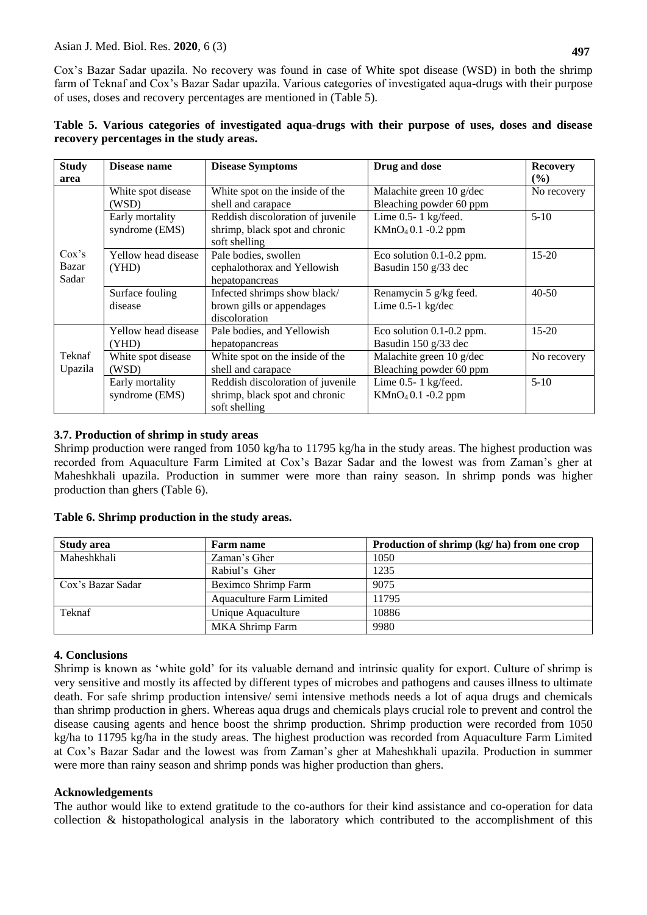Cox's Bazar Sadar upazila. No recovery was found in case of White spot disease (WSD) in both the shrimp farm of Teknaf and Cox's Bazar Sadar upazila. Various categories of investigated aqua-drugs with their purpose of uses, doses and recovery percentages are mentioned in (Table 5).

**Table 5. Various categories of investigated aqua-drugs with their purpose of uses, doses and disease recovery percentages in the study areas.**

| Study area | Disease name | Disease Symptoms | Drug and dose | Recovery (%) |
|---|---|---|---|---|
| Cox's Bazar Sadar | White spot disease (WSD) | White spot on the inside of the shell and carapace | Malachite green 10 g/dec Bleaching powder 60 ppm | No recovery |
| | Early mortality syndrome (EMS) | Reddish discoloration of juvenile shrimp, black spot and chronic soft shelling | Lime 0.5- 1 kg/feed. $KMnO_4$ 0.1 -0.2 ppm | 5-10 |
| | Yellow head disease (YHD) | Pale bodies, swollen cephalothorax and Yellowish hepatopancreas | Eco solution 0.1-0.2 ppm. Basudin 150 g/33 dec | 15-20 |
| | Surface fouling disease | Infected shrimps show black/ brown gills or appendages discoloration | Renamycin 5 g/kg feed. Lime 0.5-1 kg/dec | 40-50 |
| Teknaf Upazila | Yellow head disease (YHD) | Pale bodies, and Yellowish hepatopancreas | Eco solution 0.1-0.2 ppm. Basudin 150 g/33 dec | 15-20 |
| | White spot disease (WSD) | White spot on the inside of the shell and carapace | Malachite green 10 g/dec Bleaching powder 60 ppm | No recovery |
| | Early mortality syndrome (EMS) | Reddish discoloration of juvenile shrimp, black spot and chronic soft shelling | Lime 0.5- 1 kg/feed. $KMnO_4$ 0.1 -0.2 ppm | 5-10 |

### 3.7. Production of shrimp in study areas

Shrimp production were ranged from 1050 kg/ha to 11795 kg/ha in the study areas. The highest production was recorded from Aquaculture Farm Limited at Cox's Bazar Sadar and the lowest was from Zaman's gher at Maheshkhali upazila. Production in summer were more than rainy season. In shrimp ponds was higher production than ghers (Table 6).

**Table 6. Shrimp production in the study areas.**

| Study area | Farm name | Production of shrimp (kg/ ha) from one crop |
|---|---|---|
| Maheshkhali | Zaman's Gher | 1050 |
| | Rabiul's Gher | 1235 |
| Cox's Bazar Sadar | Beximco Shrimp Farm | 9075 |
| | Aquaculture Farm Limited | 11795 |
| Teknaf | Unique Aquaculture | 10886 |
| | MKA Shrimp Farm | 9980 |

## 4. Conclusions

Shrimp is known as 'white gold' for its valuable demand and intrinsic quality for export. Culture of shrimp is very sensitive and mostly its affected by different types of microbes and pathogens and causes illness to ultimate death. For safe shrimp production intensive/ semi intensive methods needs a lot of aqua drugs and chemicals than shrimp production in ghers. Whereas aqua drugs and chemicals plays crucial role to prevent and control the disease causing agents and hence boost the shrimp production. Shrimp production were recorded from 1050 kg/ha to 11795 kg/ha in the study areas. The highest production was recorded from Aquaculture Farm Limited at Cox's Bazar Sadar and the lowest was from Zaman's gher at Maheshkhali upazila. Production in summer were more than rainy season and shrimp ponds was higher production than ghers.

## Acknowledgements

The author would like to extend gratitude to the co-authors for their kind assistance and co-operation for data collection & histopathological analysis in the laboratory which contributed to the accomplishment of this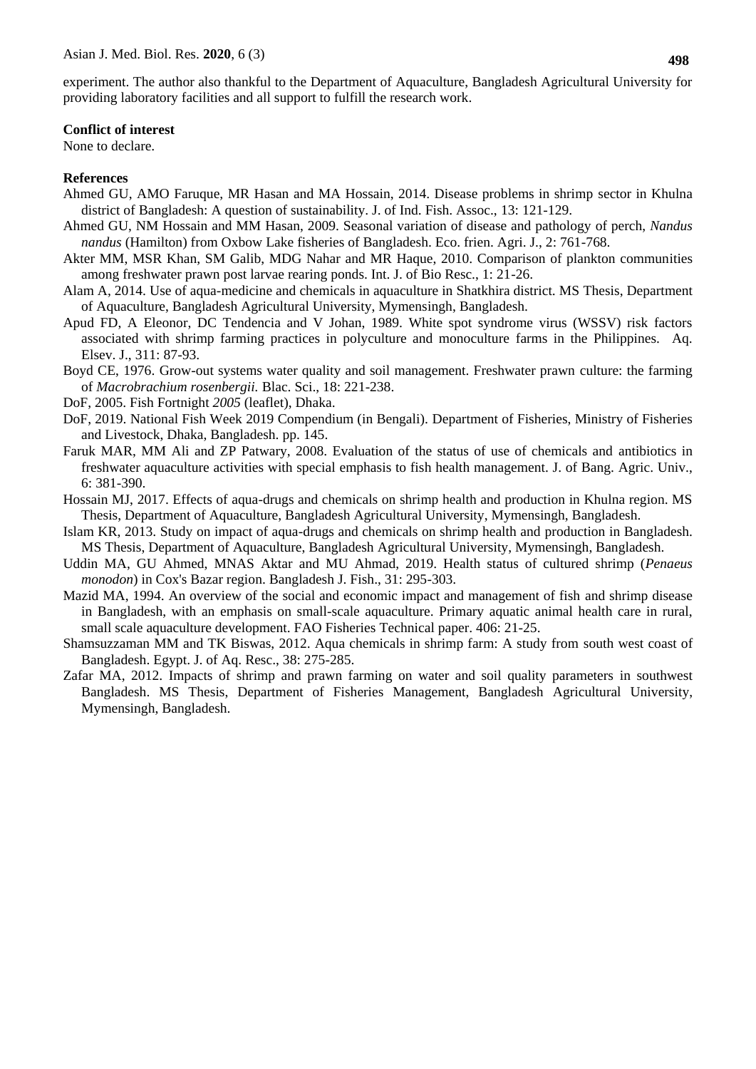experiment. The author also thankful to the Department of Aquaculture, Bangladesh Agricultural University for providing laboratory facilities and all support to fulfill the research work.

### Conflict of interest

None to declare.

### References

Ahmed GU, AMO Faruque, MR Hasan and MA Hossain, 2014. Disease problems in shrimp sector in Khulna district of Bangladesh: A question of sustainability. J. of Ind. Fish. Assoc., 13: 121-129.

Ahmed GU, NM Hossain and MM Hasan, 2009. Seasonal variation of disease and pathology of perch, *Nandus nandus* (Hamilton) from Oxbow Lake fisheries of Bangladesh. Eco. frien. Agri. J., 2: 761-768.

Akter MM, MSR Khan, SM Galib, MDG Nahar and MR Haque, 2010. Comparison of plankton communities among freshwater prawn post larvae rearing ponds. Int. J. of Bio Resc., 1: 21-26.

Alam A, 2014. Use of aqua-medicine and chemicals in aquaculture in Shatkhira district. MS Thesis, Department of Aquaculture, Bangladesh Agricultural University, Mymensingh, Bangladesh.

Apud FD, A Eleonor, DC Tendencia and V Johan, 1989. White spot syndrome virus (WSSV) risk factors associated with shrimp farming practices in polyculture and monoculture farms in the Philippines. Aq. Elsev. J., 311: 87-93.

Boyd CE, 1976. Grow-out systems water quality and soil management. Freshwater prawn culture: the farming of *Macrobrachium rosenbergii.* Blac. Sci., 18: 221-238.

DoF, 2005. Fish Fortnight *2005* (leaflet), Dhaka.

DoF, 2019. National Fish Week 2019 Compendium (in Bengali). Department of Fisheries, Ministry of Fisheries and Livestock, Dhaka, Bangladesh. pp. 145.

Faruk MAR, MM Ali and ZP Patwary, 2008. Evaluation of the status of use of chemicals and antibiotics in freshwater aquaculture activities with special emphasis to fish health management. J. of Bang. Agric. Univ., 6: 381-390.

Hossain MJ, 2017. Effects of aqua-drugs and chemicals on shrimp health and production in Khulna region. MS Thesis, Department of Aquaculture, Bangladesh Agricultural University, Mymensingh, Bangladesh.

Islam KR, 2013. Study on impact of aqua-drugs and chemicals on shrimp health and production in Bangladesh. MS Thesis, Department of Aquaculture, Bangladesh Agricultural University, Mymensingh, Bangladesh.

Uddin MA, GU Ahmed, MNAS Aktar and MU Ahmad, 2019. Health status of cultured shrimp (*Penaeus monodon*) in Cox's Bazar region. Bangladesh J. Fish., 31: 295-303.

Mazid MA, 1994. An overview of the social and economic impact and management of fish and shrimp disease in Bangladesh, with an emphasis on small-scale aquaculture. Primary aquatic animal health care in rural, small scale aquaculture development. FAO Fisheries Technical paper. 406: 21-25.

Shamsuzzaman MM and TK Biswas, 2012. Aqua chemicals in shrimp farm: A study from south west coast of Bangladesh. Egypt. J. of Aq. Resc., 38: 275-285.

Zafar MA, 2012. Impacts of shrimp and prawn farming on water and soil quality parameters in southwest Bangladesh. MS Thesis, Department of Fisheries Management, Bangladesh Agricultural University, Mymensingh, Bangladesh.